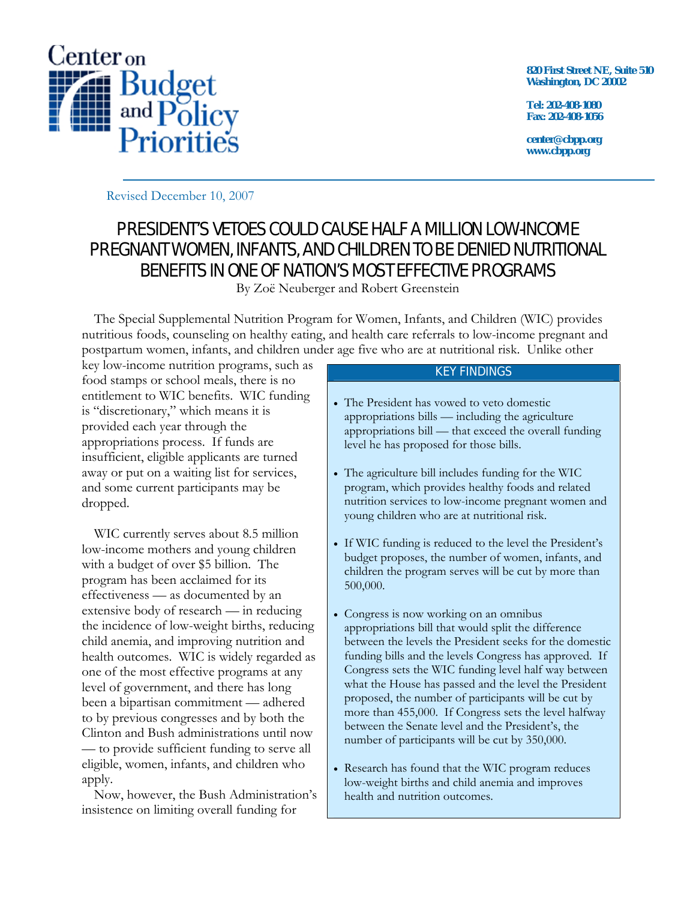Center on Budget and Policy Priorities

820 First Street NE, Suite 510
Washington, DC 20002

Tel: 202-408-1080
Fax: 202-408-1056

center@cbpp.org
www.cbpp.org

Revised December 10, 2007

# PRESIDENT'S VETOES COULD CAUSE HALF A MILLION LOW-INCOME PREGNANT WOMEN, INFANTS, AND CHILDREN TO BE DENIED NUTRITIONAL BENEFITS IN ONE OF NATION'S MOST EFFECTIVE PROGRAMS

By Zoë Neuberger and Robert Greenstein

The Special Supplemental Nutrition Program for Women, Infants, and Children (WIC) provides nutritious foods, counseling on healthy eating, and health care referrals to low-income pregnant and postpartum women, infants, and children under age five who are at nutritional risk. Unlike other key low-income nutrition programs, such as food stamps or school meals, there is no entitlement to WIC benefits. WIC funding is "discretionary," which means it is provided each year through the appropriations process. If funds are insufficient, eligible applicants are turned away or put on a waiting list for services, and some current participants may be dropped.

WIC currently serves about 8.5 million low-income mothers and young children with a budget of over $5 billion. The program has been acclaimed for its effectiveness — as documented by an extensive body of research — in reducing the incidence of low-weight births, reducing child anemia, and improving nutrition and health outcomes. WIC is widely regarded as one of the most effective programs at any level of government, and there has long been a bipartisan commitment — adhered to by previous congresses and by both the Clinton and Bush administrations until now — to provide sufficient funding to serve all eligible, women, infants, and children who apply.

Now, however, the Bush Administration's insistence on limiting overall funding for

## KEY FINDINGS

- The President has vowed to veto domestic appropriations bills — including the agriculture appropriations bill — that exceed the overall funding level he has proposed for those bills.
- The agriculture bill includes funding for the WIC program, which provides healthy foods and related nutrition services to low-income pregnant women and young children who are at nutritional risk.
- If WIC funding is reduced to the level the President's budget proposes, the number of women, infants, and children the program serves will be cut by more than 500,000.
- Congress is now working on an omnibus appropriations bill that would split the difference between the levels the President seeks for the domestic funding bills and the levels Congress has approved. If Congress sets the WIC funding level half way between what the House has passed and the level the President proposed, the number of participants will be cut by more than 455,000. If Congress sets the level halfway between the Senate level and the President's, the number of participants will be cut by 350,000.
- Research has found that the WIC program reduces low-weight births and child anemia and improves health and nutrition outcomes.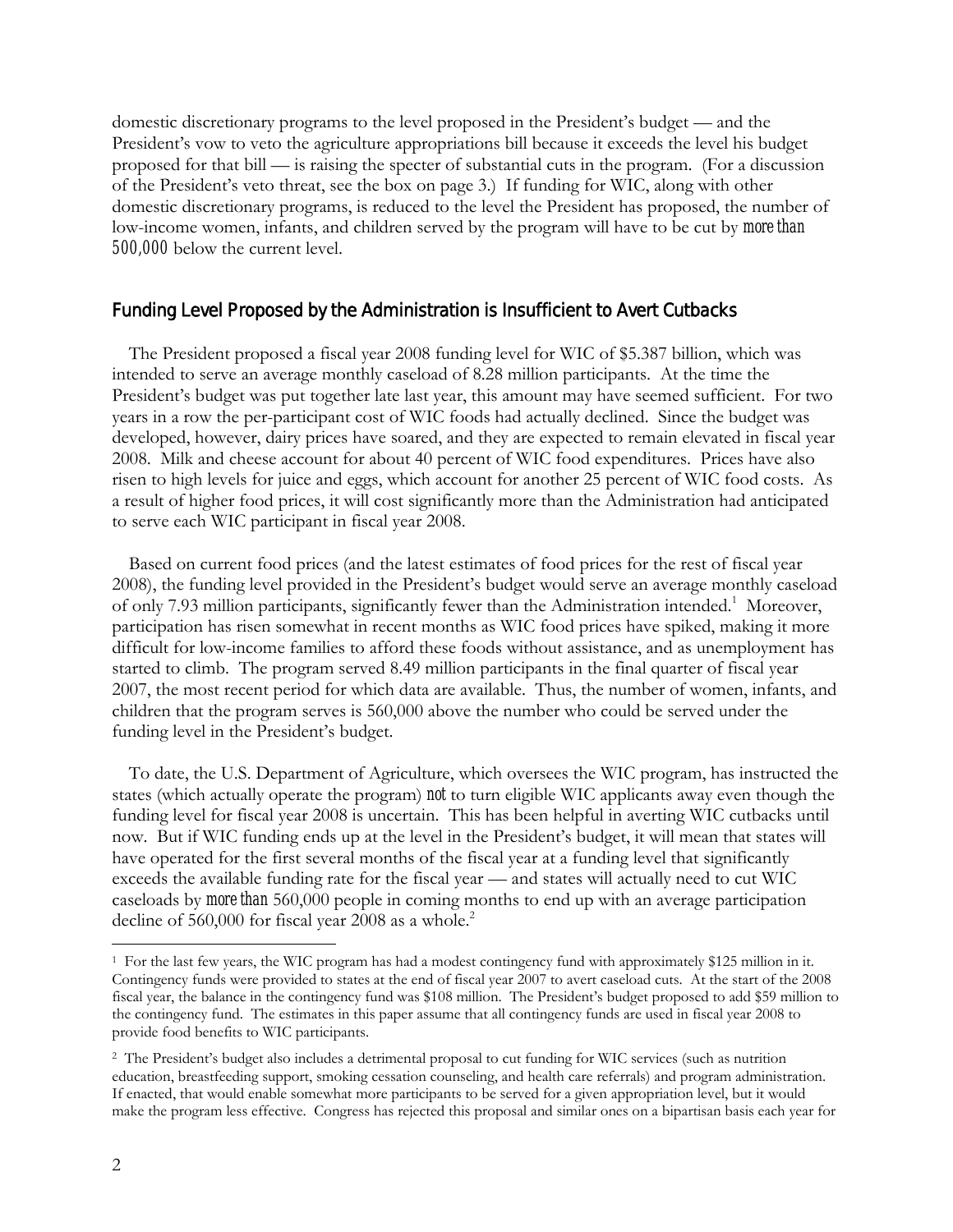domestic discretionary programs to the level proposed in the President's budget — and the President's vow to veto the agriculture appropriations bill because it exceeds the level his budget proposed for that bill — is raising the specter of substantial cuts in the program. (For a discussion of the President's veto threat, see the box on page 3.) If funding for WIC, along with other domestic discretionary programs, is reduced to the level the President has proposed, the number of low-income women, infants, and children served by the program will have to be cut by *more than 500,000* below the current level.

## Funding Level Proposed by the Administration is Insufficient to Avert Cutbacks

The President proposed a fiscal year 2008 funding level for WIC of $5.387 billion, which was intended to serve an average monthly caseload of 8.28 million participants. At the time the President's budget was put together late last year, this amount may have seemed sufficient. For two years in a row the per-participant cost of WIC foods had actually declined. Since the budget was developed, however, dairy prices have soared, and they are expected to remain elevated in fiscal year 2008. Milk and cheese account for about 40 percent of WIC food expenditures. Prices have also risen to high levels for juice and eggs, which account for another 25 percent of WIC food costs. As a result of higher food prices, it will cost significantly more than the Administration had anticipated to serve each WIC participant in fiscal year 2008.

Based on current food prices (and the latest estimates of food prices for the rest of fiscal year 2008), the funding level provided in the President's budget would serve an average monthly caseload of only 7.93 million participants, significantly fewer than the Administration intended.[1] Moreover, participation has risen somewhat in recent months as WIC food prices have spiked, making it more difficult for low-income families to afford these foods without assistance, and as unemployment has started to climb. The program served 8.49 million participants in the final quarter of fiscal year 2007, the most recent period for which data are available. Thus, the number of women, infants, and children that the program serves is 560,000 above the number who could be served under the funding level in the President's budget.

To date, the U.S. Department of Agriculture, which oversees the WIC program, has instructed the states (which actually operate the program) *not* to turn eligible WIC applicants away even though the funding level for fiscal year 2008 is uncertain. This has been helpful in averting WIC cutbacks until now. But if WIC funding ends up at the level in the President's budget, it will mean that states will have operated for the first several months of the fiscal year at a funding level that significantly exceeds the available funding rate for the fiscal year — and states will actually need to cut WIC caseloads by *more than* 560,000 people in coming months to end up with an average participation decline of 560,000 for fiscal year 2008 as a whole.[2]

---

[1] For the last few years, the WIC program has had a modest contingency fund with approximately $125 million in it. Contingency funds were provided to states at the end of fiscal year 2007 to avert caseload cuts. At the start of the 2008 fiscal year, the balance in the contingency fund was $108 million. The President's budget proposed to add $59 million to the contingency fund. The estimates in this paper assume that all contingency funds are used in fiscal year 2008 to provide food benefits to WIC participants.

[2] The President's budget also includes a detrimental proposal to cut funding for WIC services (such as nutrition education, breastfeeding support, smoking cessation counseling, and health care referrals) and program administration. If enacted, that would enable somewhat more participants to be served for a given appropriation level, but it would make the program less effective. Congress has rejected this proposal and similar ones on a bipartisan basis each year for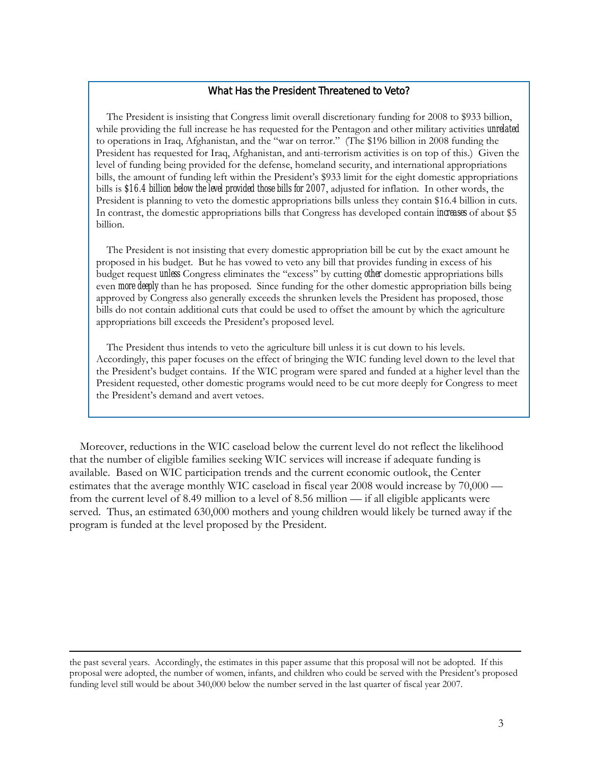### What Has the President Threatened to Veto?

The President is insisting that Congress limit overall discretionary funding for 2008 to $933 billion, while providing the full increase he has requested for the Pentagon and other military activities *unrelated* to operations in Iraq, Afghanistan, and the "war on terror." (The $196 billion in 2008 funding the President has requested for Iraq, Afghanistan, and anti-terrorism activities is on top of this.) Given the level of funding being provided for the defense, homeland security, and international appropriations bills, the amount of funding left within the President's $933 limit for the eight domestic appropriations bills is *$16.4 billion below the level provided those bills for 2007*, adjusted for inflation. In other words, the President is planning to veto the domestic appropriations bills unless they contain $16.4 billion in cuts. In contrast, the domestic appropriations bills that Congress has developed contain *increases* of about $5 billion.

The President is not insisting that every domestic appropriation bill be cut by the exact amount he proposed in his budget. But he has vowed to veto any bill that provides funding in excess of his budget request *unless* Congress eliminates the "excess" by cutting *other* domestic appropriations bills even *more deeply* than he has proposed. Since funding for the other domestic appropriation bills being approved by Congress also generally exceeds the shrunken levels the President has proposed, those bills do not contain additional cuts that could be used to offset the amount by which the agriculture appropriations bill exceeds the President's proposed level.

The President thus intends to veto the agriculture bill unless it is cut down to his levels. Accordingly, this paper focuses on the effect of bringing the WIC funding level down to the level that the President's budget contains. If the WIC program were spared and funded at a higher level than the President requested, other domestic programs would need to be cut more deeply for Congress to meet the President's demand and avert vetoes.

Moreover, reductions in the WIC caseload below the current level do not reflect the likelihood that the number of eligible families seeking WIC services will increase if adequate funding is available. Based on WIC participation trends and the current economic outlook, the Center estimates that the average monthly WIC caseload in fiscal year 2008 would increase by 70,000 — from the current level of 8.49 million to a level of 8.56 million — if all eligible applicants were served. Thus, an estimated 630,000 mothers and young children would likely be turned away if the program is funded at the level proposed by the President.

---

the past several years. Accordingly, the estimates in this paper assume that this proposal will not be adopted. If this proposal were adopted, the number of women, infants, and children who could be served with the President's proposed funding level still would be about 340,000 below the number served in the last quarter of fiscal year 2007.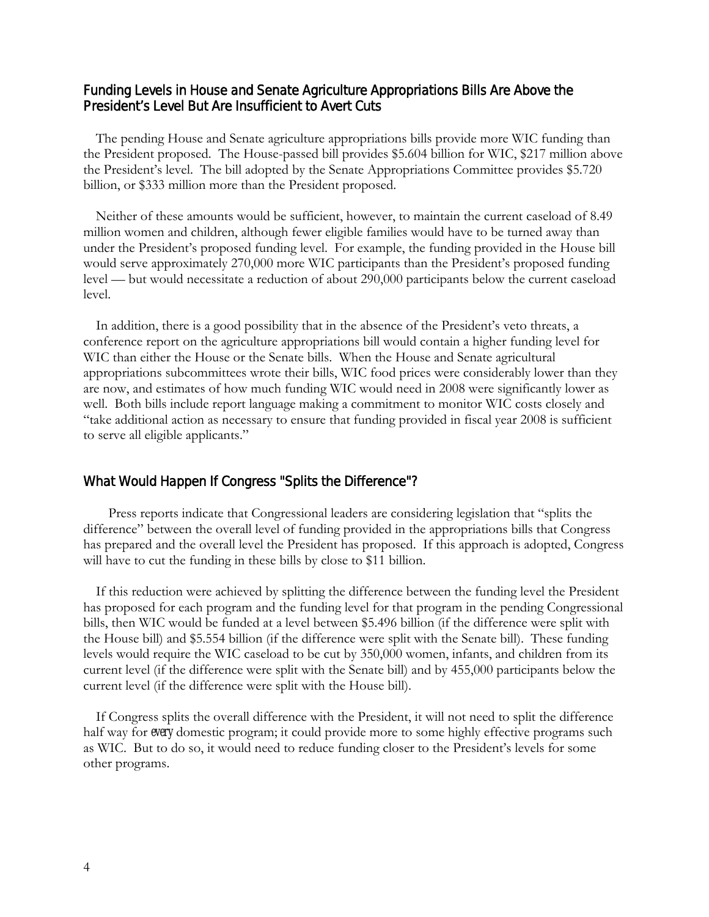## Funding Levels in House and Senate Agriculture Appropriations Bills Are Above the President's Level But Are Insufficient to Avert Cuts

The pending House and Senate agriculture appropriations bills provide more WIC funding than the President proposed. The House-passed bill provides $5.604 billion for WIC, $217 million above the President's level. The bill adopted by the Senate Appropriations Committee provides $5.720 billion, or $333 million more than the President proposed.

Neither of these amounts would be sufficient, however, to maintain the current caseload of 8.49 million women and children, although fewer eligible families would have to be turned away than under the President's proposed funding level. For example, the funding provided in the House bill would serve approximately 270,000 more WIC participants than the President's proposed funding level — but would necessitate a reduction of about 290,000 participants below the current caseload level.

In addition, there is a good possibility that in the absence of the President's veto threats, a conference report on the agriculture appropriations bill would contain a higher funding level for WIC than either the House or the Senate bills. When the House and Senate agricultural appropriations subcommittees wrote their bills, WIC food prices were considerably lower than they are now, and estimates of how much funding WIC would need in 2008 were significantly lower as well. Both bills include report language making a commitment to monitor WIC costs closely and "take additional action as necessary to ensure that funding provided in fiscal year 2008 is sufficient to serve all eligible applicants."

## What Would Happen If Congress "Splits the Difference"?

Press reports indicate that Congressional leaders are considering legislation that "splits the difference" between the overall level of funding provided in the appropriations bills that Congress has prepared and the overall level the President has proposed. If this approach is adopted, Congress will have to cut the funding in these bills by close to $11 billion.

If this reduction were achieved by splitting the difference between the funding level the President has proposed for each program and the funding level for that program in the pending Congressional bills, then WIC would be funded at a level between $5.496 billion (if the difference were split with the House bill) and $5.554 billion (if the difference were split with the Senate bill). These funding levels would require the WIC caseload to be cut by 350,000 women, infants, and children from its current level (if the difference were split with the Senate bill) and by 455,000 participants below the current level (if the difference were split with the House bill).

If Congress splits the overall difference with the President, it will not need to split the difference half way for *every* domestic program; it could provide more to some highly effective programs such as WIC. But to do so, it would need to reduce funding closer to the President's levels for some other programs.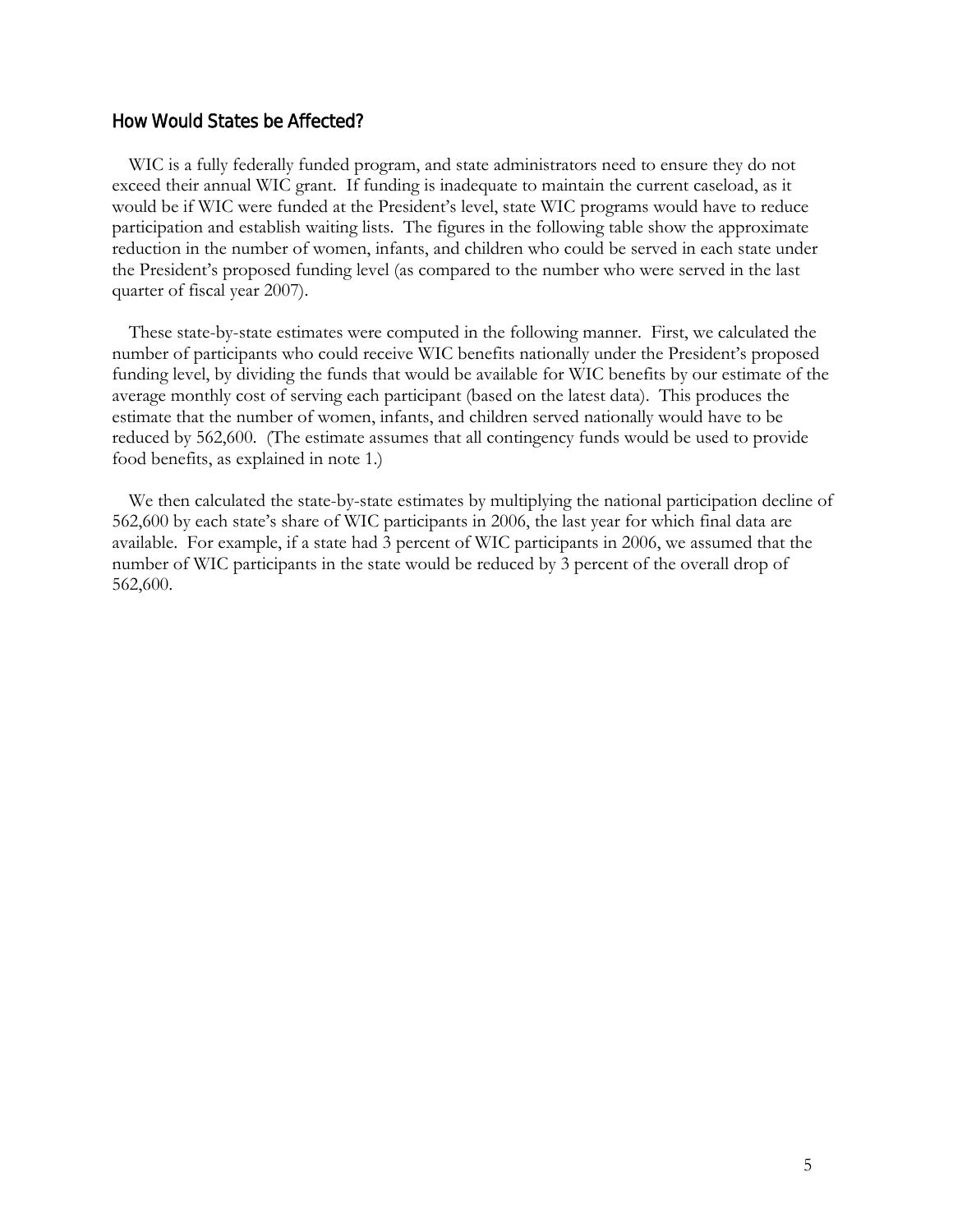## How Would States be Affected?

WIC is a fully federally funded program, and state administrators need to ensure they do not exceed their annual WIC grant. If funding is inadequate to maintain the current caseload, as it would be if WIC were funded at the President's level, state WIC programs would have to reduce participation and establish waiting lists. The figures in the following table show the approximate reduction in the number of women, infants, and children who could be served in each state under the President's proposed funding level (as compared to the number who were served in the last quarter of fiscal year 2007).

These state-by-state estimates were computed in the following manner. First, we calculated the number of participants who could receive WIC benefits nationally under the President's proposed funding level, by dividing the funds that would be available for WIC benefits by our estimate of the average monthly cost of serving each participant (based on the latest data). This produces the estimate that the number of women, infants, and children served nationally would have to be reduced by 562,600. (The estimate assumes that all contingency funds would be used to provide food benefits, as explained in note 1.)

We then calculated the state-by-state estimates by multiplying the national participation decline of 562,600 by each state's share of WIC participants in 2006, the last year for which final data are available. For example, if a state had 3 percent of WIC participants in 2006, we assumed that the number of WIC participants in the state would be reduced by 3 percent of the overall drop of 562,600.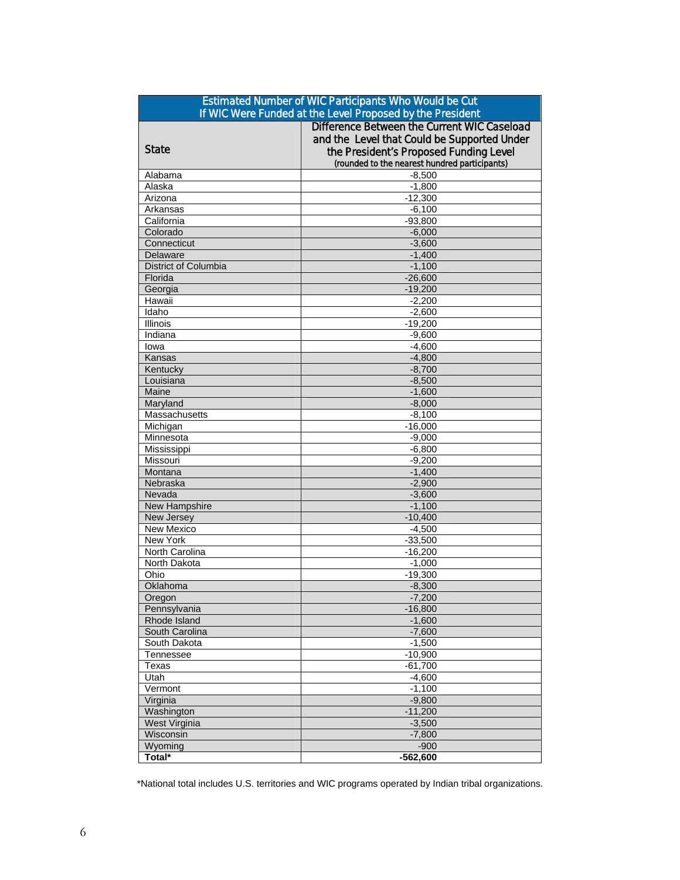| Estimated Number of WIC Participants Who Would be Cut If WIC Were Funded at the Level Proposed by the President | |
|---|---|
| **State** | **Difference Between the Current WIC Caseload and the Level that Could be Supported Under the President's Proposed Funding Level** (rounded to the nearest hundred participants) |
| Alabama | -8,500 |
| Alaska | -1,800 |
| Arizona | -12,300 |
| Arkansas | -6,100 |
| California | -93,800 |
| Colorado | -6,000 |
| Connecticut | -3,600 |
| Delaware | -1,400 |
| District of Columbia | -1,100 |
| Florida | -26,600 |
| Georgia | -19,200 |
| Hawaii | -2,200 |
| Idaho | -2,600 |
| Illinois | -19,200 |
| Indiana | -9,600 |
| Iowa | -4,600 |
| Kansas | -4,800 |
| Kentucky | -8,700 |
| Louisiana | -8,500 |
| Maine | -1,600 |
| Maryland | -8,000 |
| Massachusetts | -8,100 |
| Michigan | -16,000 |
| Minnesota | -9,000 |
| Mississippi | -6,800 |
| Missouri | -9,200 |
| Montana | -1,400 |
| Nebraska | -2,900 |
| Nevada | -3,600 |
| New Hampshire | -1,100 |
| New Jersey | -10,400 |
| New Mexico | -4,500 |
| New York | -33,500 |
| North Carolina | -16,200 |
| North Dakota | -1,000 |
| Ohio | -19,300 |
| Oklahoma | -8,300 |
| Oregon | -7,200 |
| Pennsylvania | -16,800 |
| Rhode Island | -1,600 |
| South Carolina | -7,600 |
| South Dakota | -1,500 |
| Tennessee | -10,900 |
| Texas | -61,700 |
| Utah | -4,600 |
| Vermont | -1,100 |
| Virginia | -9,800 |
| Washington | -11,200 |
| West Virginia | -3,500 |
| Wisconsin | -7,800 |
| Wyoming | -900 |
| **Total*** | **-562,600** |

*National total includes U.S. territories and WIC programs operated by Indian tribal organizations.